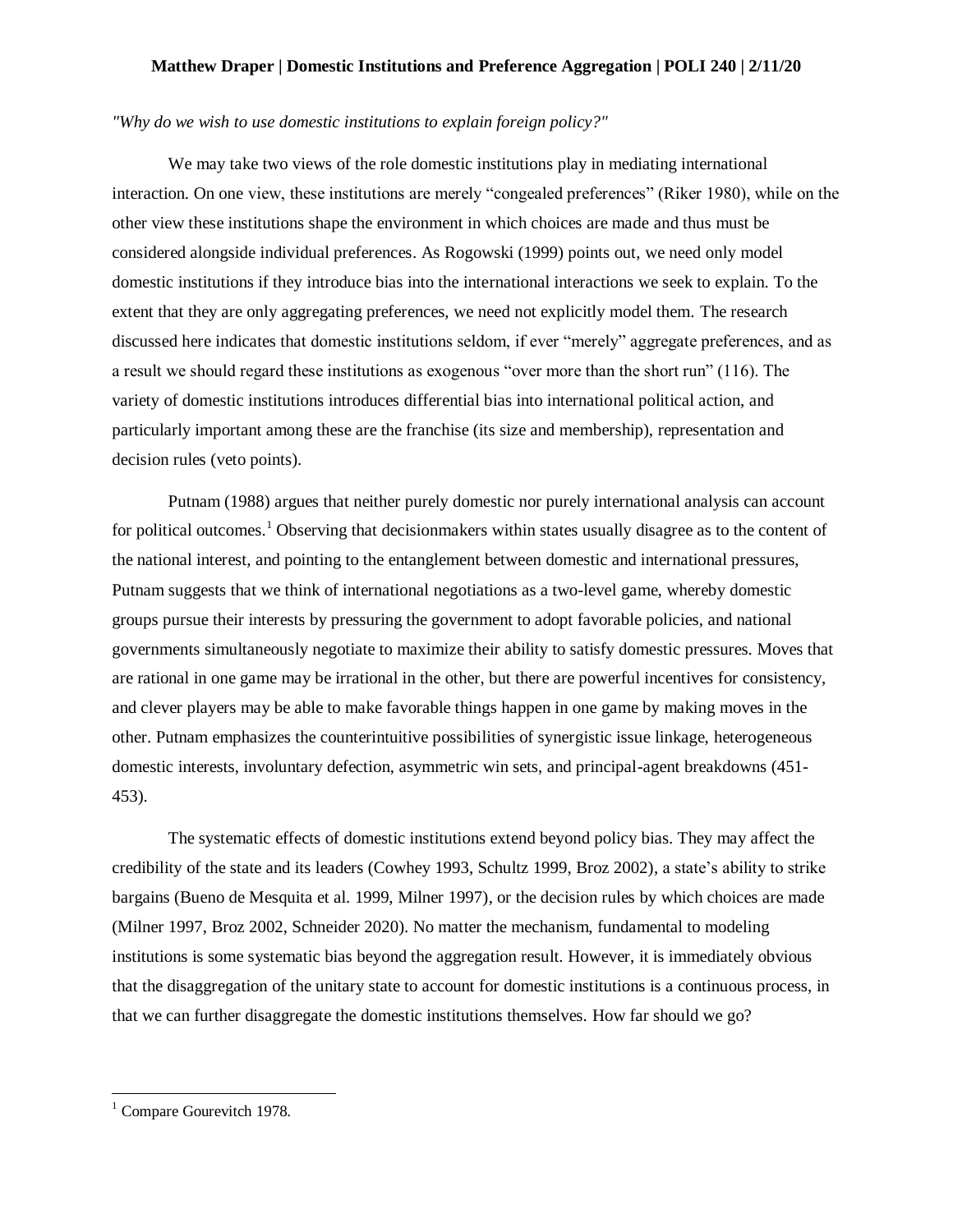**Matthew Draper | Domestic Institutions and Preference Aggregation | POLI 240 | 2/11/20**

*"Why do we wish to use domestic institutions to explain foreign policy?"*

We may take two views of the role domestic institutions play in mediating international interaction. On one view, these institutions are merely "congealed preferences" (Riker 1980), while on the other view these institutions shape the environment in which choices are made and thus must be considered alongside individual preferences. As Rogowski (1999) points out, we need only model domestic institutions if they introduce bias into the international interactions we seek to explain. To the extent that they are only aggregating preferences, we need not explicitly model them. The research discussed here indicates that domestic institutions seldom, if ever "merely" aggregate preferences, and as a result we should regard these institutions as exogenous "over more than the short run" (116). The variety of domestic institutions introduces differential bias into international political action, and particularly important among these are the franchise (its size and membership), representation and decision rules (veto points).

Putnam (1988) argues that neither purely domestic nor purely international analysis can account for political outcomes.[1] Observing that decisionmakers within states usually disagree as to the content of the national interest, and pointing to the entanglement between domestic and international pressures, Putnam suggests that we think of international negotiations as a two-level game, whereby domestic groups pursue their interests by pressuring the government to adopt favorable policies, and national governments simultaneously negotiate to maximize their ability to satisfy domestic pressures. Moves that are rational in one game may be irrational in the other, but there are powerful incentives for consistency, and clever players may be able to make favorable things happen in one game by making moves in the other. Putnam emphasizes the counterintuitive possibilities of synergistic issue linkage, heterogeneous domestic interests, involuntary defection, asymmetric win sets, and principal-agent breakdowns (451-453).

The systematic effects of domestic institutions extend beyond policy bias. They may affect the credibility of the state and its leaders (Cowhey 1993, Schultz 1999, Broz 2002), a state's ability to strike bargains (Bueno de Mesquita et al. 1999, Milner 1997), or the decision rules by which choices are made (Milner 1997, Broz 2002, Schneider 2020). No matter the mechanism, fundamental to modeling institutions is some systematic bias beyond the aggregation result. However, it is immediately obvious that the disaggregation of the unitary state to account for domestic institutions is a continuous process, in that we can further disaggregate the domestic institutions themselves. How far should we go?

---

[1] Compare Gourevitch 1978.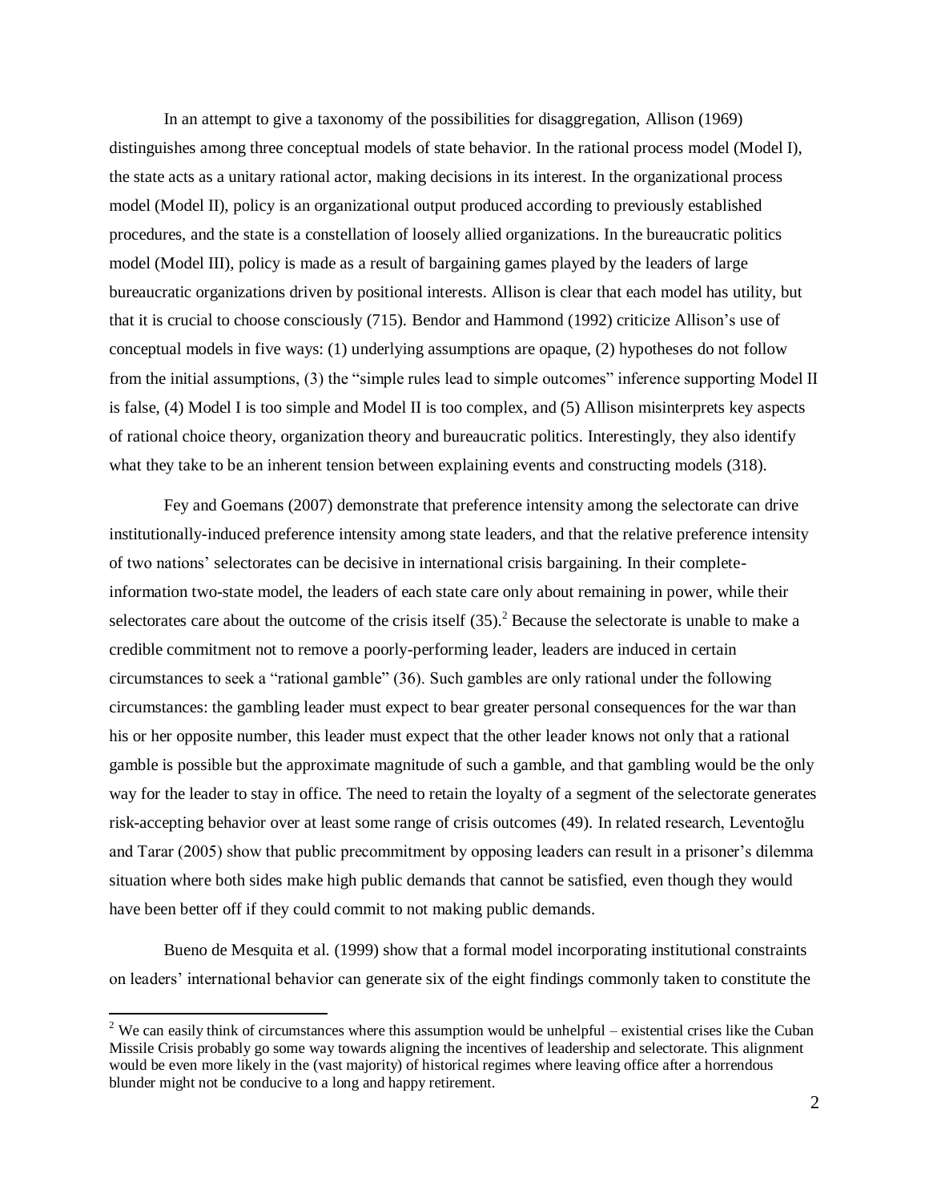In an attempt to give a taxonomy of the possibilities for disaggregation, Allison (1969) distinguishes among three conceptual models of state behavior. In the rational process model (Model I), the state acts as a unitary rational actor, making decisions in its interest. In the organizational process model (Model II), policy is an organizational output produced according to previously established procedures, and the state is a constellation of loosely allied organizations. In the bureaucratic politics model (Model III), policy is made as a result of bargaining games played by the leaders of large bureaucratic organizations driven by positional interests. Allison is clear that each model has utility, but that it is crucial to choose consciously (715). Bendor and Hammond (1992) criticize Allison's use of conceptual models in five ways: (1) underlying assumptions are opaque, (2) hypotheses do not follow from the initial assumptions, (3) the "simple rules lead to simple outcomes" inference supporting Model II is false, (4) Model I is too simple and Model II is too complex, and (5) Allison misinterprets key aspects of rational choice theory, organization theory and bureaucratic politics. Interestingly, they also identify what they take to be an inherent tension between explaining events and constructing models (318).

Fey and Goemans (2007) demonstrate that preference intensity among the selectorate can drive institutionally-induced preference intensity among state leaders, and that the relative preference intensity of two nations' selectorates can be decisive in international crisis bargaining. In their complete-information two-state model, the leaders of each state care only about remaining in power, while their selectorates care about the outcome of the crisis itself (35).[2] Because the selectorate is unable to make a credible commitment not to remove a poorly-performing leader, leaders are induced in certain circumstances to seek a "rational gamble" (36). Such gambles are only rational under the following circumstances: the gambling leader must expect to bear greater personal consequences for the war than his or her opposite number, this leader must expect that the other leader knows not only that a rational gamble is possible but the approximate magnitude of such a gamble, and that gambling would be the only way for the leader to stay in office. The need to retain the loyalty of a segment of the selectorate generates risk-accepting behavior over at least some range of crisis outcomes (49). In related research, Leventoğlu and Tarar (2005) show that public precommitment by opposing leaders can result in a prisoner's dilemma situation where both sides make high public demands that cannot be satisfied, even though they would have been better off if they could commit to not making public demands.

Bueno de Mesquita et al. (1999) show that a formal model incorporating institutional constraints on leaders' international behavior can generate six of the eight findings commonly taken to constitute the

[2] We can easily think of circumstances where this assumption would be unhelpful – existential crises like the Cuban Missile Crisis probably go some way towards aligning the incentives of leadership and selectorate. This alignment would be even more likely in the (vast majority) of historical regimes where leaving office after a horrendous blunder might not be conducive to a long and happy retirement.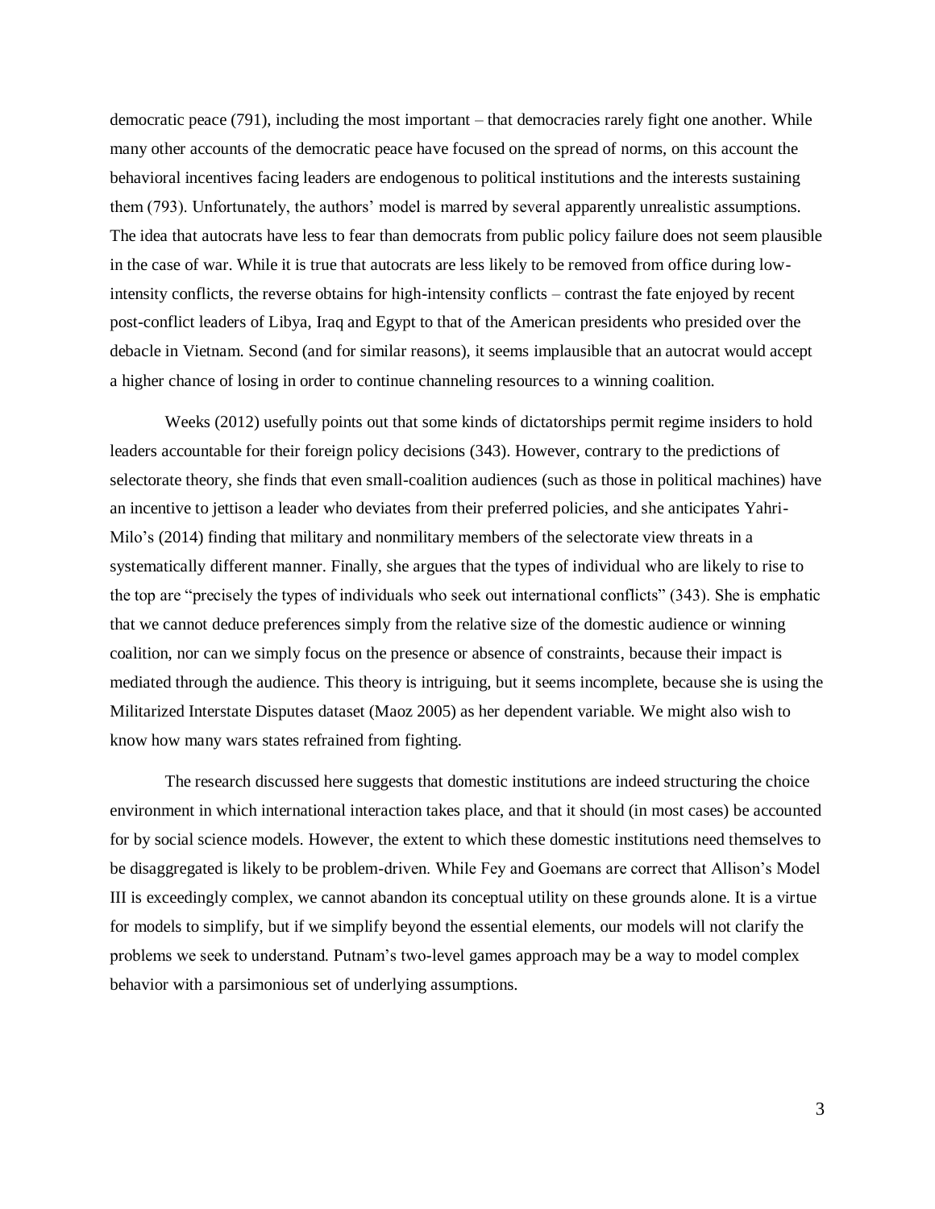democratic peace (791), including the most important – that democracies rarely fight one another. While many other accounts of the democratic peace have focused on the spread of norms, on this account the behavioral incentives facing leaders are endogenous to political institutions and the interests sustaining them (793). Unfortunately, the authors' model is marred by several apparently unrealistic assumptions. The idea that autocrats have less to fear than democrats from public policy failure does not seem plausible in the case of war. While it is true that autocrats are less likely to be removed from office during low-intensity conflicts, the reverse obtains for high-intensity conflicts – contrast the fate enjoyed by recent post-conflict leaders of Libya, Iraq and Egypt to that of the American presidents who presided over the debacle in Vietnam. Second (and for similar reasons), it seems implausible that an autocrat would accept a higher chance of losing in order to continue channeling resources to a winning coalition.

Weeks (2012) usefully points out that some kinds of dictatorships permit regime insiders to hold leaders accountable for their foreign policy decisions (343). However, contrary to the predictions of selectorate theory, she finds that even small-coalition audiences (such as those in political machines) have an incentive to jettison a leader who deviates from their preferred policies, and she anticipates Yahri-Milo's (2014) finding that military and nonmilitary members of the selectorate view threats in a systematically different manner. Finally, she argues that the types of individual who are likely to rise to the top are "precisely the types of individuals who seek out international conflicts" (343). She is emphatic that we cannot deduce preferences simply from the relative size of the domestic audience or winning coalition, nor can we simply focus on the presence or absence of constraints, because their impact is mediated through the audience. This theory is intriguing, but it seems incomplete, because she is using the Militarized Interstate Disputes dataset (Maoz 2005) as her dependent variable. We might also wish to know how many wars states refrained from fighting.

The research discussed here suggests that domestic institutions are indeed structuring the choice environment in which international interaction takes place, and that it should (in most cases) be accounted for by social science models. However, the extent to which these domestic institutions need themselves to be disaggregated is likely to be problem-driven. While Fey and Goemans are correct that Allison's Model III is exceedingly complex, we cannot abandon its conceptual utility on these grounds alone. It is a virtue for models to simplify, but if we simplify beyond the essential elements, our models will not clarify the problems we seek to understand. Putnam's two-level games approach may be a way to model complex behavior with a parsimonious set of underlying assumptions.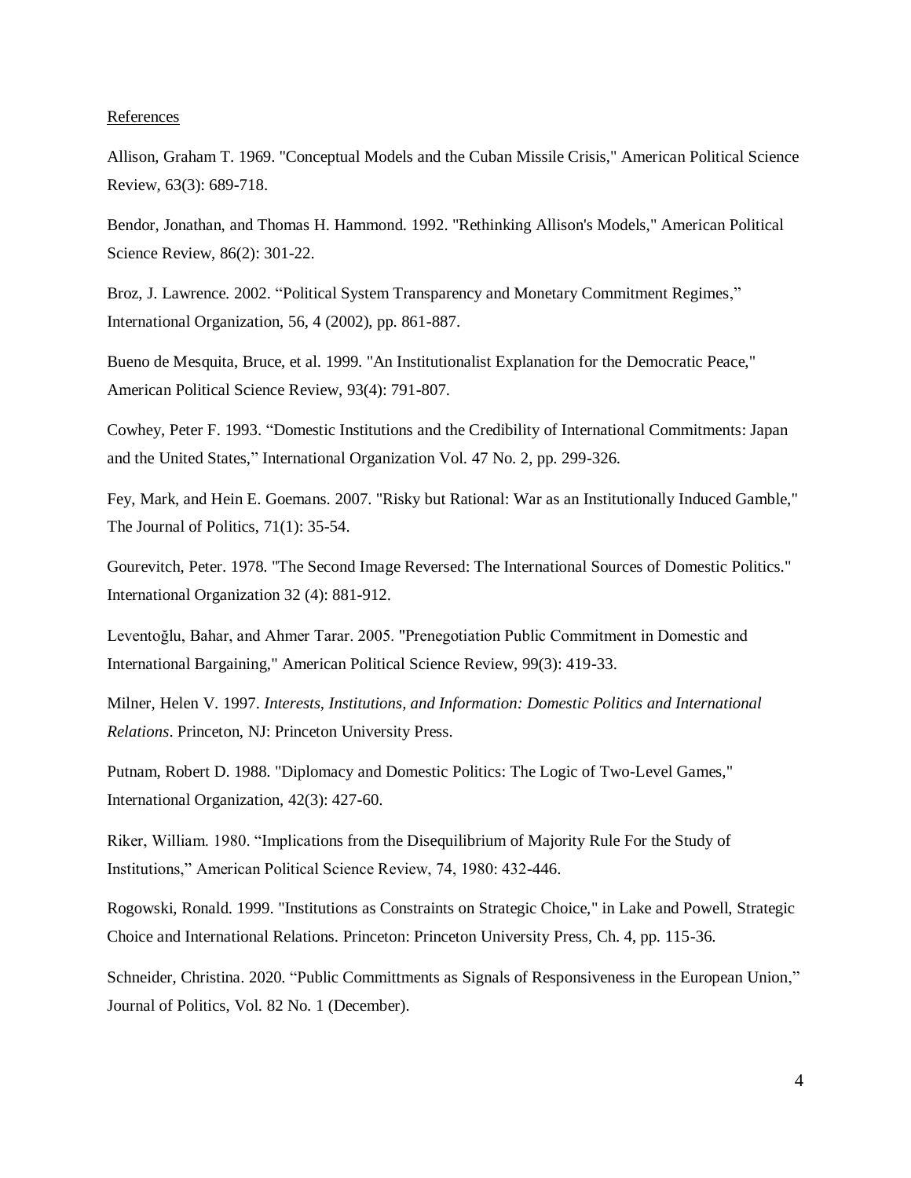References

Allison, Graham T. 1969. "Conceptual Models and the Cuban Missile Crisis," American Political Science Review, 63(3): 689-718.

Bendor, Jonathan, and Thomas H. Hammond. 1992. "Rethinking Allison's Models," American Political Science Review, 86(2): 301-22.

Broz, J. Lawrence. 2002. "Political System Transparency and Monetary Commitment Regimes," International Organization, 56, 4 (2002), pp. 861-887.

Bueno de Mesquita, Bruce, et al. 1999. "An Institutionalist Explanation for the Democratic Peace," American Political Science Review, 93(4): 791-807.

Cowhey, Peter F. 1993. "Domestic Institutions and the Credibility of International Commitments: Japan and the United States," International Organization Vol. 47 No. 2, pp. 299-326.

Fey, Mark, and Hein E. Goemans. 2007. "Risky but Rational: War as an Institutionally Induced Gamble," The Journal of Politics, 71(1): 35-54.

Gourevitch, Peter. 1978. "The Second Image Reversed: The International Sources of Domestic Politics." International Organization 32 (4): 881-912.

Leventoğlu, Bahar, and Ahmer Tarar. 2005. "Prenegotiation Public Commitment in Domestic and International Bargaining," American Political Science Review, 99(3): 419-33.

Milner, Helen V. 1997. *Interests, Institutions, and Information: Domestic Politics and International Relations*. Princeton, NJ: Princeton University Press.

Putnam, Robert D. 1988. "Diplomacy and Domestic Politics: The Logic of Two-Level Games," International Organization, 42(3): 427-60.

Riker, William. 1980. "Implications from the Disequilibrium of Majority Rule For the Study of Institutions," American Political Science Review, 74, 1980: 432-446.

Rogowski, Ronald. 1999. "Institutions as Constraints on Strategic Choice," in Lake and Powell, Strategic Choice and International Relations. Princeton: Princeton University Press, Ch. 4, pp. 115-36.

Schneider, Christina. 2020. "Public Committments as Signals of Responsiveness in the European Union," Journal of Politics, Vol. 82 No. 1 (December).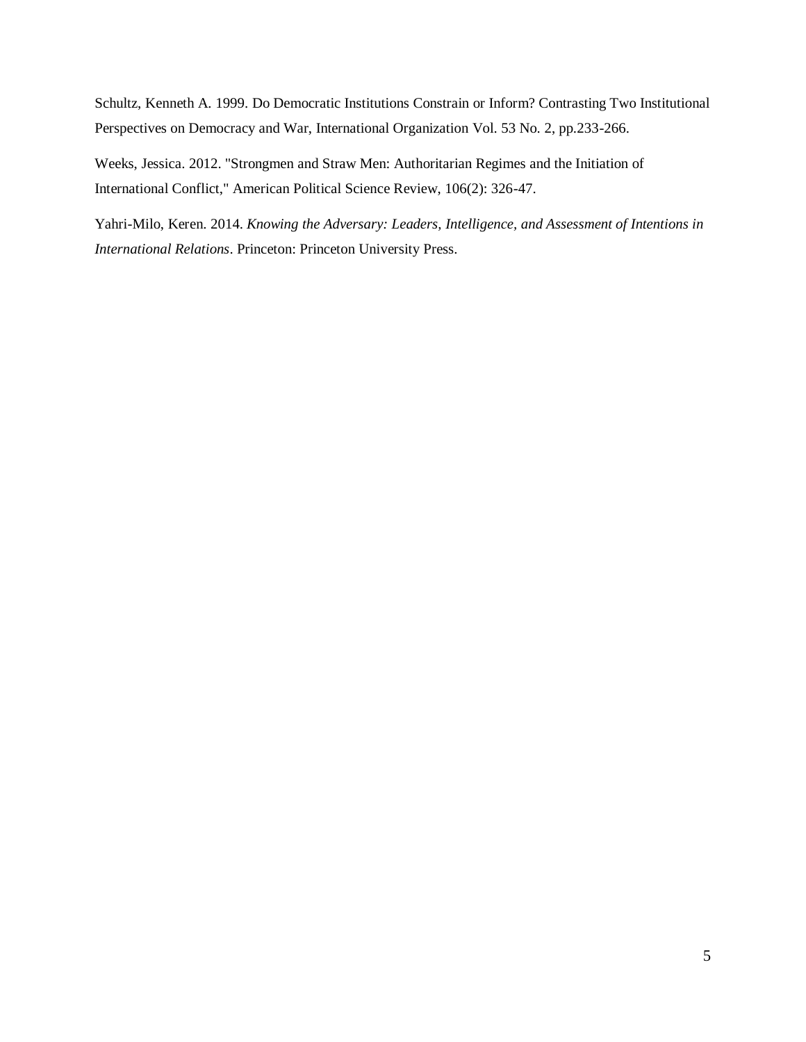Schultz, Kenneth A. 1999. Do Democratic Institutions Constrain or Inform? Contrasting Two Institutional Perspectives on Democracy and War, International Organization Vol. 53 No. 2, pp.233-266.

Weeks, Jessica. 2012. "Strongmen and Straw Men: Authoritarian Regimes and the Initiation of International Conflict," American Political Science Review, 106(2): 326-47.

Yahri-Milo, Keren. 2014. *Knowing the Adversary: Leaders, Intelligence, and Assessment of Intentions in International Relations*. Princeton: Princeton University Press.